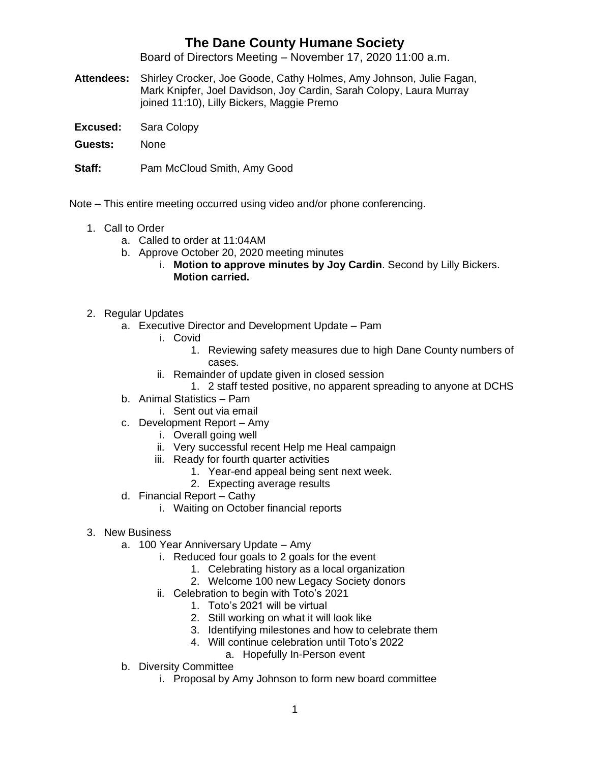# The Dane County Humane Society

Board of Directors Meeting – November 17, 2020 11:00 a.m.

**Attendees:** Shirley Crocker, Joe Goode, Cathy Holmes, Amy Johnson, Julie Fagan, Mark Knipfer, Joel Davidson, Joy Cardin, Sarah Colopy, Laura Murray joined 11:10), Lilly Bickers, Maggie Premo

**Excused:** Sara Colopy

**Guests:** None

**Staff:** Pam McCloud Smith, Amy Good

Note – This entire meeting occurred using video and/or phone conferencing.

1. Call to Order
    a. Called to order at 11:04AM
    b. Approve October 20, 2020 meeting minutes
        i. **Motion to approve minutes by Joy Cardin**. Second by Lilly Bickers. **Motion carried.**

2. Regular Updates
    a. Executive Director and Development Update – Pam
        i. Covid
            1. Reviewing safety measures due to high Dane County numbers of cases.
        ii. Remainder of update given in closed session
            1. 2 staff tested positive, no apparent spreading to anyone at DCHS
    b. Animal Statistics – Pam
        i. Sent out via email
    c. Development Report – Amy
        i. Overall going well
        ii. Very successful recent Help me Heal campaign
        iii. Ready for fourth quarter activities
            1. Year-end appeal being sent next week.
            2. Expecting average results
    d. Financial Report – Cathy
        i. Waiting on October financial reports

3. New Business
    a. 100 Year Anniversary Update – Amy
        i. Reduced four goals to 2 goals for the event
            1. Celebrating history as a local organization
            2. Welcome 100 new Legacy Society donors
        ii. Celebration to begin with Toto's 2021
            1. Toto's 2021 will be virtual
            2. Still working on what it will look like
            3. Identifying milestones and how to celebrate them
            4. Will continue celebration until Toto's 2022
                a. Hopefully In-Person event
    b. Diversity Committee
        i. Proposal by Amy Johnson to form new board committee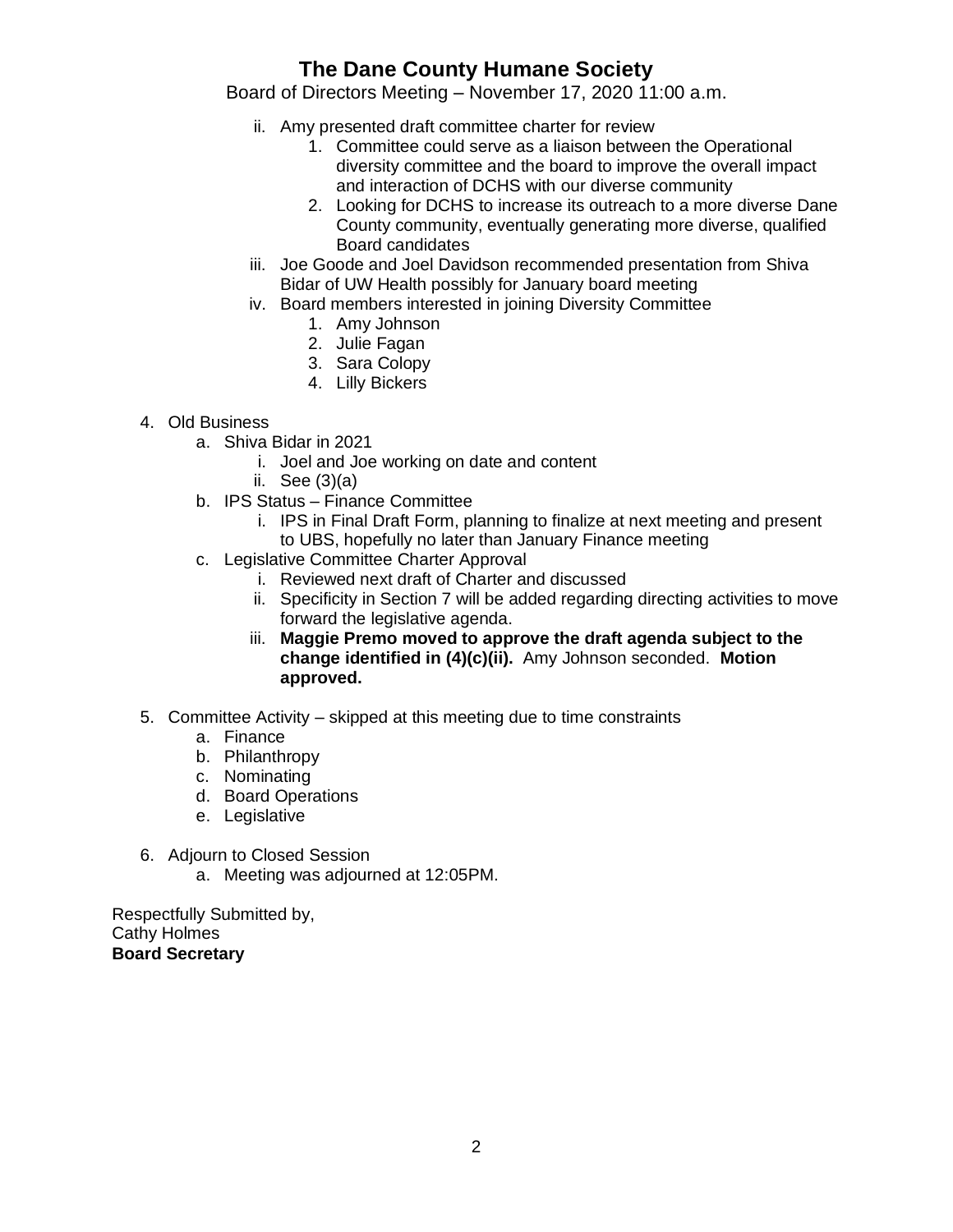# The Dane County Humane Society

Board of Directors Meeting – November 17, 2020 11:00 a.m.

- ii. Amy presented draft committee charter for review
    1. Committee could serve as a liaison between the Operational diversity committee and the board to improve the overall impact and interaction of DCHS with our diverse community
    2. Looking for DCHS to increase its outreach to a more diverse Dane County community, eventually generating more diverse, qualified Board candidates
- iii. Joe Goode and Joel Davidson recommended presentation from Shiva Bidar of UW Health possibly for January board meeting
- iv. Board members interested in joining Diversity Committee
    1. Amy Johnson
    2. Julie Fagan
    3. Sara Colopy
    4. Lilly Bickers

4. Old Business
    - a. Shiva Bidar in 2021
        - i. Joel and Joe working on date and content
        - ii. See (3)(a)
    - b. IPS Status – Finance Committee
        - i. IPS in Final Draft Form, planning to finalize at next meeting and present to UBS, hopefully no later than January Finance meeting
    - c. Legislative Committee Charter Approval
        - i. Reviewed next draft of Charter and discussed
        - ii. Specificity in Section 7 will be added regarding directing activities to move forward the legislative agenda.
        - iii. **Maggie Premo moved to approve the draft agenda subject to the change identified in (4)(c)(ii).** Amy Johnson seconded. **Motion approved.**

5. Committee Activity – skipped at this meeting due to time constraints
    - a. Finance
    - b. Philanthropy
    - c. Nominating
    - d. Board Operations
    - e. Legislative

6. Adjourn to Closed Session
    - a. Meeting was adjourned at 12:05PM.

Respectfully Submitted by,
Cathy Holmes
**Board Secretary**